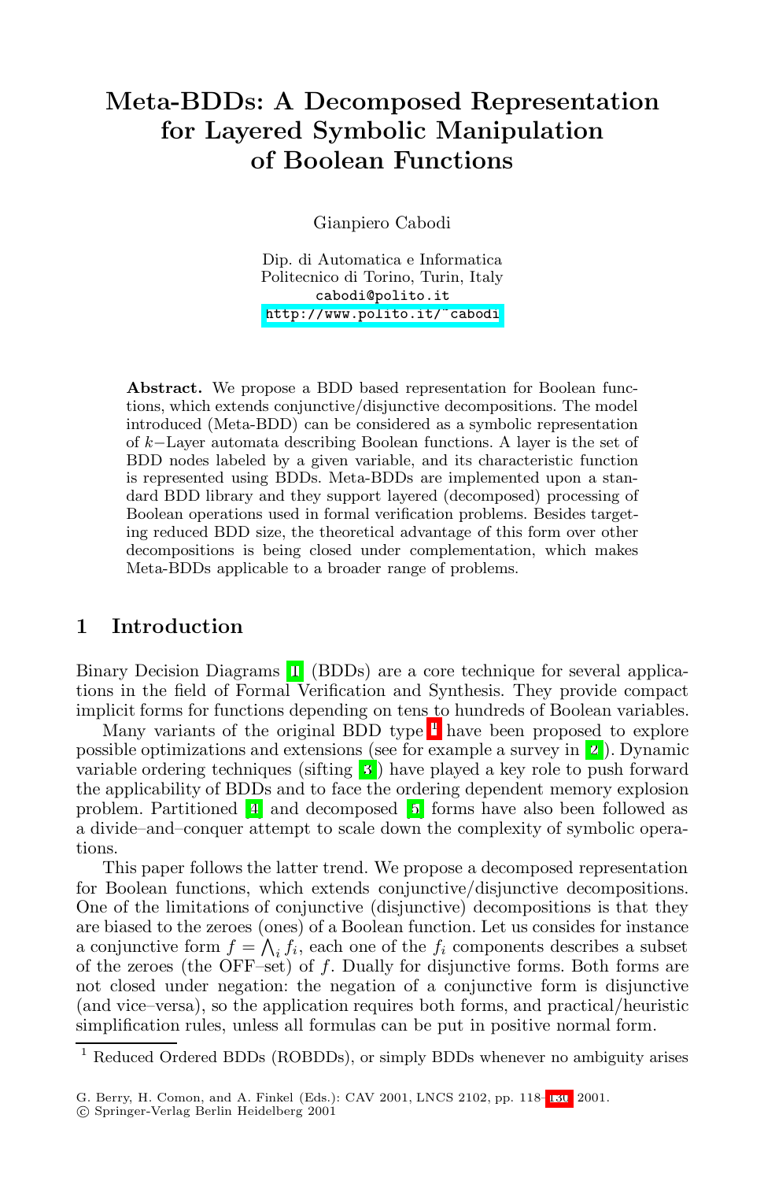# Meta-BDDs: A Decomposed Representation for Layered Symbolic Manipulation of Boolean Functions

Gianpiero Cabodi

Dip. di Automatica e Informatica
Politecnico di Torino, Turin, Italy
cabodi@polito.it
http://www.polito.it/~cabodi

**Abstract.** We propose a BDD based representation for Boolean functions, which extends conjunctive/disjunctive decompositions. The model introduced (Meta-BDD) can be considered as a symbolic representation of $k-$Layer automata describing Boolean functions. A layer is the set of BDD nodes labeled by a given variable, and its characteristic function is represented using BDDs. Meta-BDDs are implemented upon a standard BDD library and they support layered (decomposed) processing of Boolean operations used in formal verification problems. Besides targeting reduced BDD size, the theoretical advantage of this form over other decompositions is being closed under complementation, which makes Meta-BDDs applicable to a broader range of problems.

## 1 Introduction

Binary Decision Diagrams [1] (BDDs) are a core technique for several applications in the field of Formal Verification and Synthesis. They provide compact implicit forms for functions depending on tens to hundreds of Boolean variables.

Many variants of the original BDD type [1] have been proposed to explore possible optimizations and extensions (see for example a survey in [2]). Dynamic variable ordering techniques (sifting [3]) have played a key role to push forward the applicability of BDDs and to face the ordering dependent memory explosion problem. Partitioned [4] and decomposed [5] forms have also been followed as a divide–and–conquer attempt to scale down the complexity of symbolic operations.

This paper follows the latter trend. We propose a decomposed representation for Boolean functions, which extends conjunctive/disjunctive decompositions. One of the limitations of conjunctive (disjunctive) decompositions is that they are biased to the zeroes (ones) of a Boolean function. Let us consides for instance a conjunctive form $f = \bigwedge_i f_i$, each one of the $f_i$ components describes a subset of the zeroes (the OFF–set) of $f$. Dually for disjunctive forms. Both forms are not closed under negation: the negation of a conjunctive form is disjunctive (and vice–versa), so the application requires both forms, and practical/heuristic simplification rules, unless all formulas can be put in positive normal form.

[1] Reduced Ordered BDDs (ROBDDs), or simply BDDs whenever no ambiguity arises

G. Berry, H. Comon, and A. Finkel (Eds.): CAV 2001, LNCS 2102, pp. 118–130, 2001.
© Springer-Verlag Berlin Heidelberg 2001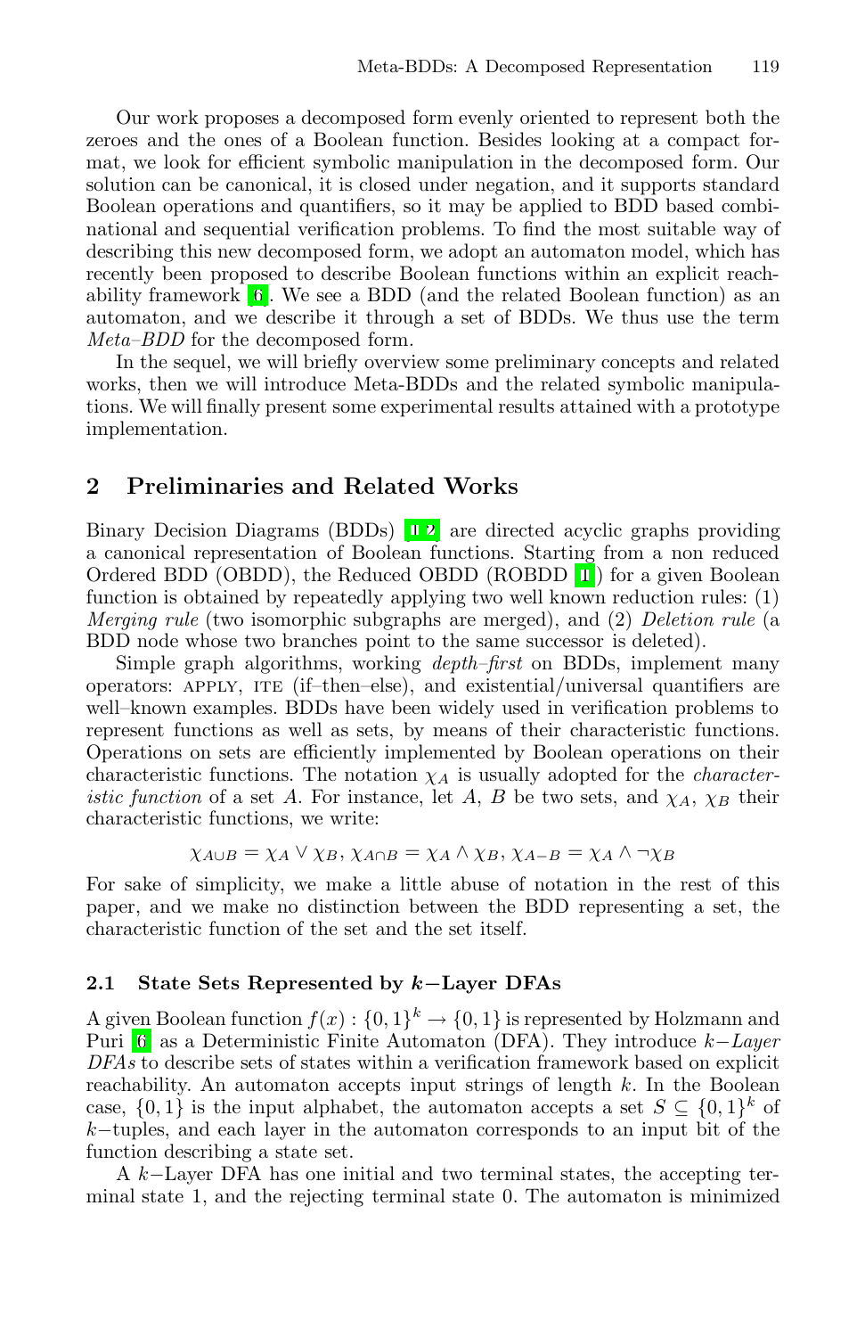Our work proposes a decomposed form evenly oriented to represent both the zeroes and the ones of a Boolean function. Besides looking at a compact format, we look for efficient symbolic manipulation in the decomposed form. Our solution can be canonical, it is closed under negation, and it supports standard Boolean operations and quantifiers, so it may be applied to BDD based combinational and sequential verification problems. To find the most suitable way of describing this new decomposed form, we adopt an automaton model, which has recently been proposed to describe Boolean functions within an explicit reachability framework [6]. We see a BDD (and the related Boolean function) as an automaton, and we describe it through a set of BDDs. We thus use the term *Meta–BDD* for the decomposed form.

In the sequel, we will briefly overview some preliminary concepts and related works, then we will introduce Meta-BDDs and the related symbolic manipulations. We will finally present some experimental results attained with a prototype implementation.

## 2 Preliminaries and Related Works

Binary Decision Diagrams (BDDs) [1,2] are directed acyclic graphs providing a canonical representation of Boolean functions. Starting from a non reduced Ordered BDD (OBDD), the Reduced OBDD (ROBDD [1]) for a given Boolean function is obtained by repeatedly applying two well known reduction rules: (1) *Merging rule* (two isomorphic subgraphs are merged), and (2) *Deletion rule* (a BDD node whose two branches point to the same successor is deleted).

Simple graph algorithms, working *depth–first* on BDDs, implement many operators: APPLY, ITE (if–then–else), and existential/universal quantifiers are well–known examples. BDDs have been widely used in verification problems to represent functions as well as sets, by means of their characteristic functions. Operations on sets are efficiently implemented by Boolean operations on their characteristic functions. The notation $\chi_A$ is usually adopted for the *characteristic function* of a set $A$. For instance, let $A$, $B$ be two sets, and $\chi_A$, $\chi_B$ their characteristic functions, we write:

$$\chi_{A \cup B} = \chi_A \vee \chi_B,\ \chi_{A \cap B} = \chi_A \wedge \chi_B,\ \chi_{A - B} = \chi_A \wedge \neg \chi_B$$

For sake of simplicity, we make a little abuse of notation in the rest of this paper, and we make no distinction between the BDD representing a set, the characteristic function of the set and the set itself.

### 2.1 State Sets Represented by $k-$Layer DFAs

A given Boolean function $f(x) : \{0,1\}^k \rightarrow \{0,1\}$ is represented by Holzmann and Puri [6] as a Deterministic Finite Automaton (DFA). They introduce *$k-$Layer DFAs* to describe sets of states within a verification framework based on explicit reachability. An automaton accepts input strings of length $k$. In the Boolean case, $\{0,1\}$ is the input alphabet, the automaton accepts a set $S \subseteq \{0,1\}^k$ of $k-$tuples, and each layer in the automaton corresponds to an input bit of the function describing a state set.

A $k-$Layer DFA has one initial and two terminal states, the accepting terminal state 1, and the rejecting terminal state 0. The automaton is minimized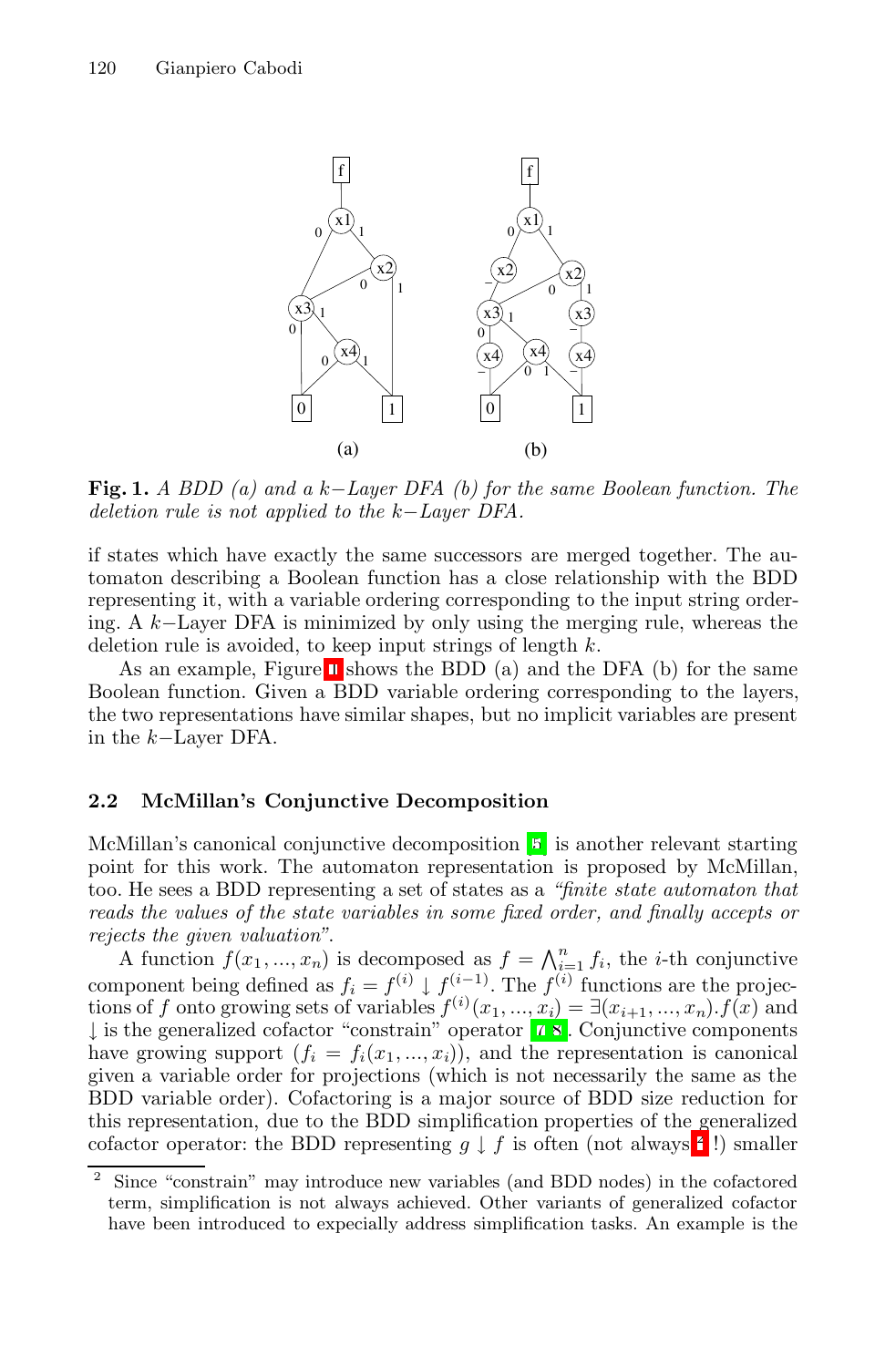**Fig. 1.** *A BDD (a) and a k−Layer DFA (b) for the same Boolean function. The deletion rule is not applied to the k−Layer DFA.*

if states which have exactly the same successors are merged together. The automaton describing a Boolean function has a close relationship with the BDD representing it, with a variable ordering corresponding to the input string ordering. A $k$−Layer DFA is minimized by only using the merging rule, whereas the deletion rule is avoided, to keep input strings of length $k$.

As an example, Figure 1 shows the BDD (a) and the DFA (b) for the same Boolean function. Given a BDD variable ordering corresponding to the layers, the two representations have similar shapes, but no implicit variables are present in the $k$−Layer DFA.

### 2.2 McMillan's Conjunctive Decomposition

McMillan's canonical conjunctive decomposition [5] is another relevant starting point for this work. The automaton representation is proposed by McMillan, too. He sees a BDD representing a set of states as a *"finite state automaton that reads the values of the state variables in some fixed order, and finally accepts or rejects the given valuation"*.

A function $f(x_1, ..., x_n)$ is decomposed as $f = \bigwedge_{i=1}^{n} f_i$, the $i$-th conjunctive component being defined as $f_i = f^{(i)} \downarrow f^{(i-1)}$. The $f^{(i)}$ functions are the projections of $f$ onto growing sets of variables $f^{(i)}(x_1, ..., x_i) = \exists(x_{i+1}, ..., x_n).f(x)$ and $\downarrow$ is the generalized cofactor "constrain" operator [7,8]. Conjunctive components have growing support ($f_i = f_i(x_1, ..., x_i)$), and the representation is canonical given a variable order for projections (which is not necessarily the same as the BDD variable order). Cofactoring is a major source of BDD size reduction for this representation, due to the BDD simplification properties of the generalized cofactor operator: the BDD representing $g \downarrow f$ is often (not always[2] !) smaller

[2] Since "constrain" may introduce new variables (and BDD nodes) in the cofactored term, simplification is not always achieved. Other variants of generalized cofactor have been introduced to expecially address simplification tasks. An example is the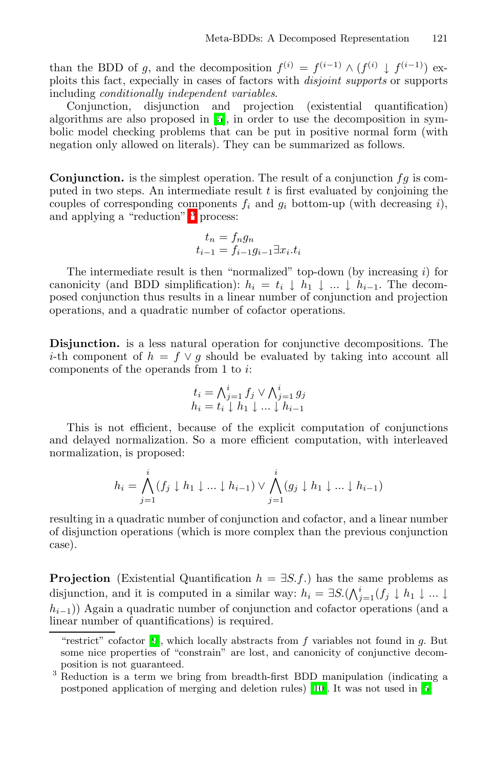than the BDD of $g$, and the decomposition $f^{(i)} = f^{(i-1)} \wedge (f^{(i)} \downarrow f^{(i-1)})$ exploits this fact, expecially in cases of factors with *disjoint supports* or supports including *conditionally independent variables*.

Conjunction, disjunction and projection (existential quantification) algorithms are also proposed in [5], in order to use the decomposition in symbolic model checking problems that can be put in positive normal form (with negation only allowed on literals). They can be summarized as follows.

**Conjunction.** is the simplest operation. The result of a conjunction $fg$ is computed in two steps. An intermediate result $t$ is first evaluated by conjoining the couples of corresponding components $f_i$ and $g_i$ bottom-up (with decreasing $i$), and applying a "reduction" [3] process:

$$
\begin{aligned}
t_n &= f_n g_n \\
t_{i-1} &= f_{i-1} g_{i-1} \exists x_i . t_i
\end{aligned}
$$

The intermediate result is then "normalized" top-down (by increasing $i$) for canonicity (and BDD simplification): $h_i = t_i \downarrow h_1 \downarrow ... \downarrow h_{i-1}$. The decomposed conjunction thus results in a linear number of conjunction and projection operations, and a quadratic number of cofactor operations.

**Disjunction.** is a less natural operation for conjunctive decompositions. The $i$-th component of $h = f \vee g$ should be evaluated by taking into account all components of the operands from 1 to $i$:

$$
\begin{aligned}
t_i &= \bigwedge_{j=1}^{i} f_j \vee \bigwedge_{j=1}^{i} g_j \\
h_i &= t_i \downarrow h_1 \downarrow ... \downarrow h_{i-1}
\end{aligned}
$$

This is not efficient, because of the explicit computation of conjunctions and delayed normalization. So a more efficient computation, with interleaved normalization, is proposed:

$$
h_i = \bigwedge_{j=1}^{i} (f_j \downarrow h_1 \downarrow ... \downarrow h_{i-1}) \vee \bigwedge_{j=1}^{i} (g_j \downarrow h_1 \downarrow ... \downarrow h_{i-1})
$$

resulting in a quadratic number of conjunction and cofactor, and a linear number of disjunction operations (which is more complex than the previous conjunction case).

**Projection** (Existential Quantification $h = \exists S.f.$) has the same problems as disjunction, and it is computed in a similar way: $h_i = \exists S.(\bigwedge_{j=1}^{i}(f_j \downarrow h_1 \downarrow ... \downarrow h_{i-1}))$ Again a quadratic number of conjunction and cofactor operations (and a linear number of quantifications) is required.

---

"restrict" cofactor [9], which locally abstracts from $f$ variables not found in $g$. But some nice properties of "constrain" are lost, and canonicity of conjunctive decomposition is not guaranteed.

[3] Reduction is a term we bring from breadth-first BDD manipulation (indicating a postponed application of merging and deletion rules) [10]. It was not used in [5]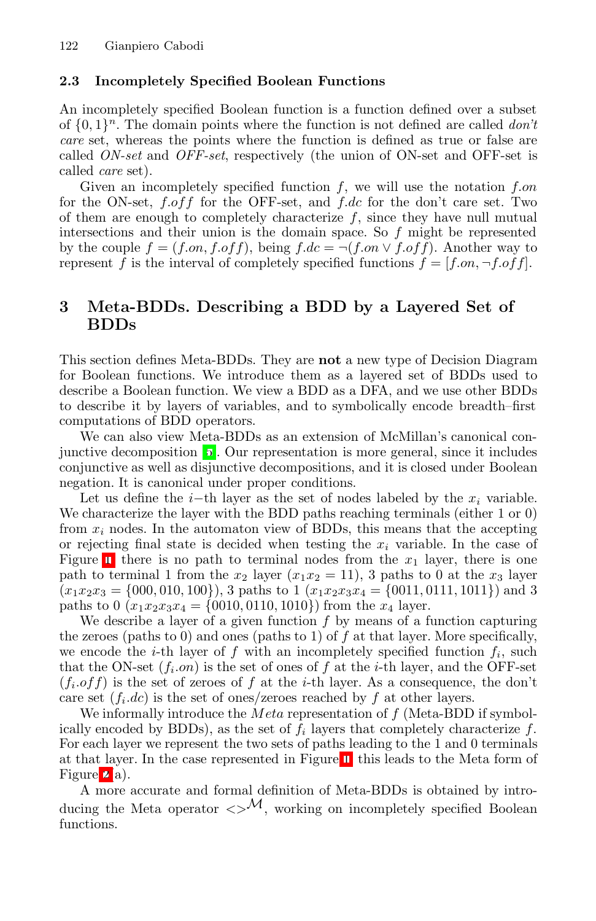### 2.3 Incompletely Specified Boolean Functions

An incompletely specified Boolean function is a function defined over a subset of $\{0,1\}^n$. The domain points where the function is not defined are called *don't care* set, whereas the points where the function is defined as true or false are called *ON-set* and *OFF-set*, respectively (the union of ON-set and OFF-set is called *care* set).

Given an incompletely specified function $f$, we will use the notation $f.on$ for the ON-set, $f.off$ for the OFF-set, and $f.dc$ for the don't care set. Two of them are enough to completely characterize $f$, since they have null mutual intersections and their union is the domain space. So $f$ might be represented by the couple $f = (f.on, f.off)$, being $f.dc = \neg(f.on \vee f.off)$. Another way to represent $f$ is the interval of completely specified functions $f = [f.on, \neg f.off]$.

## 3 Meta-BDDs. Describing a BDD by a Layered Set of BDDs

This section defines Meta-BDDs. They are **not** a new type of Decision Diagram for Boolean functions. We introduce them as a layered set of BDDs used to describe a Boolean function. We view a BDD as a DFA, and we use other BDDs to describe it by layers of variables, and to symbolically encode breadth–first computations of BDD operators.

We can also view Meta-BDDs as an extension of McMillan's canonical conjunctive decomposition [5]. Our representation is more general, since it includes conjunctive as well as disjunctive decompositions, and it is closed under Boolean negation. It is canonical under proper conditions.

Let us define the $i$–th layer as the set of nodes labeled by the $x_i$ variable. We characterize the layer with the BDD paths reaching terminals (either 1 or 0) from $x_i$ nodes. In the automaton view of BDDs, this means that the accepting or rejecting final state is decided when testing the $x_i$ variable. In the case of Figure 1 there is no path to terminal nodes from the $x_1$ layer, there is one path to terminal 1 from the $x_2$ layer ($x_1x_2 = 11$), 3 paths to 0 at the $x_3$ layer ($x_1x_2x_3 = \{000, 010, 100\}$), 3 paths to 1 ($x_1x_2x_3x_4 = \{0011, 0111, 1011\}$) and 3 paths to 0 ($x_1x_2x_3x_4 = \{0010, 0110, 1010\}$) from the $x_4$ layer.

We describe a layer of a given function $f$ by means of a function capturing the zeroes (paths to 0) and ones (paths to 1) of $f$ at that layer. More specifically, we encode the $i$-th layer of $f$ with an incompletely specified function $f_i$, such that the ON-set ($f_i.on$) is the set of ones of $f$ at the $i$-th layer, and the OFF-set ($f_i.off$) is the set of zeroes of $f$ at the $i$-th layer. As a consequence, the don't care set ($f_i.dc$) is the set of ones/zeroes reached by $f$ at other layers.

We informally introduce the $Meta$ representation of $f$ (Meta-BDD if symbolically encoded by BDDs), as the set of $f_i$ layers that completely characterize $f$. For each layer we represent the two sets of paths leading to the 1 and 0 terminals at that layer. In the case represented in Figure 1 this leads to the Meta form of Figure 2a).

A more accurate and formal definition of Meta-BDDs is obtained by introducing the Meta operator $<>^{\mathcal{M}}$, working on incompletely specified Boolean functions.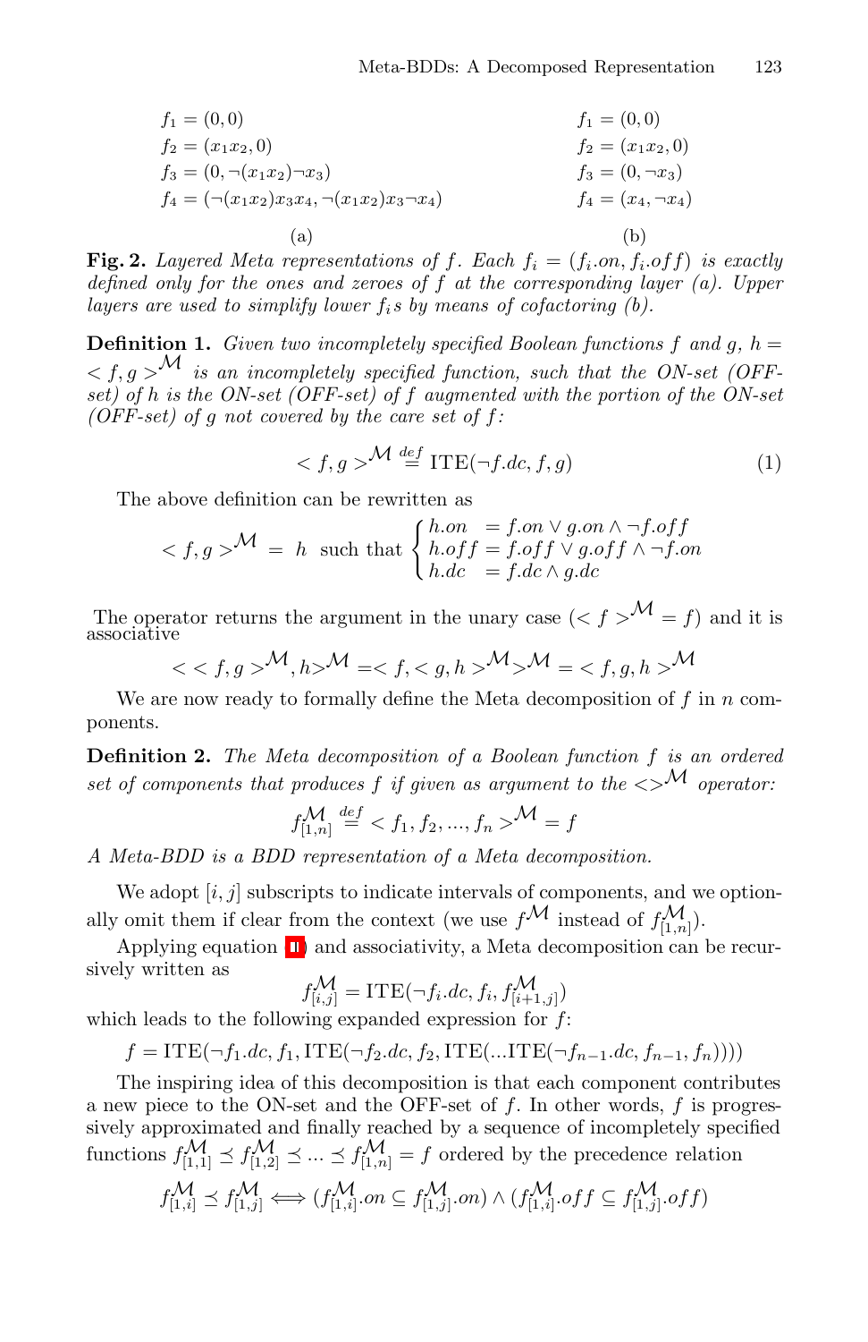$$f_1 = (0, 0)$$
$$f_2 = (x_1x_2, 0)$$
$$f_3 = (0, \neg(x_1x_2)\neg x_3)$$
$$f_4 = (\neg(x_1x_2)x_3x_4, \neg(x_1x_2)x_3\neg x_4)$$

(a)

$$f_1 = (0, 0)$$
$$f_2 = (x_1x_2, 0)$$
$$f_3 = (0, \neg x_3)$$
$$f_4 = (x_4, \neg x_4)$$

(b)

**Fig. 2.** *Layered Meta representations of $f$. Each $f_i = (f_i.on, f_i.off)$ is exactly defined only for the ones and zeroes of $f$ at the corresponding layer (a). Upper layers are used to simplify lower $f_i$s by means of cofactoring (b).*

**Definition 1.** *Given two incompletely specified Boolean functions $f$ and $g$, $h = < f, g >^{\mathcal{M}}$ is an incompletely specified function, such that the ON-set (OFF-set) of $h$ is the ON-set (OFF-set) of $f$ augmented with the portion of the ON-set (OFF-set) of $g$ not covered by the care set of $f$:*

$$< f, g >^{\mathcal{M}} \stackrel{def}{=} \text{ITE}(\neg f.dc, f, g) \tag{1}$$

The above definition can be rewritten as

$$< f, g >^{\mathcal{M}} \;=\; h \;\text{ such that } \begin{cases} h.on &= f.on \vee g.on \wedge \neg f.off \\ h.off &= f.off \vee g.off \wedge \neg f.on \\ h.dc &= f.dc \wedge g.dc \end{cases}$$

The operator returns the argument in the unary case ($< f >^{\mathcal{M}} = f$) and it is associative

$$<< f, g >^{\mathcal{M}}, h >^{\mathcal{M}} = < f, < g, h >^{\mathcal{M}} >^{\mathcal{M}} = < f, g, h >^{\mathcal{M}}$$

We are now ready to formally define the Meta decomposition of $f$ in $n$ components.

**Definition 2.** *The Meta decomposition of a Boolean function $f$ is an ordered set of components that produces $f$ if given as argument to the $<>^{\mathcal{M}}$ operator:*

$$f^{\mathcal{M}}_{[1,n]} \stackrel{def}{=} < f_1, f_2, ..., f_n >^{\mathcal{M}} = f$$

*A Meta-BDD is a BDD representation of a Meta decomposition.*

We adopt $[i, j]$ subscripts to indicate intervals of components, and we optionally omit them if clear from the context (we use $f^{\mathcal{M}}$ instead of $f^{\mathcal{M}}_{[1,n]}$).

Applying equation (1) and associativity, a Meta decomposition can be recursively written as

$$f^{\mathcal{M}}_{[i,j]} = \text{ITE}(\neg f_i.dc, f_i, f^{\mathcal{M}}_{[i+1,j]})$$

which leads to the following expanded expression for $f$:

$$f = \text{ITE}(\neg f_1.dc, f_1, \text{ITE}(\neg f_2.dc, f_2, \text{ITE}(...\text{ITE}(\neg f_{n-1}.dc, f_{n-1}, f_n))))$$

The inspiring idea of this decomposition is that each component contributes a new piece to the ON-set and the OFF-set of $f$. In other words, $f$ is progressively approximated and finally reached by a sequence of incompletely specified functions $f^{\mathcal{M}}_{[1,1]} \preceq f^{\mathcal{M}}_{[1,2]} \preceq ... \preceq f^{\mathcal{M}}_{[1,n]} = f$ ordered by the precedence relation

$$f^{\mathcal{M}}_{[1,i]} \preceq f^{\mathcal{M}}_{[1,j]} \iff (f^{\mathcal{M}}_{[1,i]}.on \subseteq f^{\mathcal{M}}_{[1,j]}.on) \wedge (f^{\mathcal{M}}_{[1,i]}.off \subseteq f^{\mathcal{M}}_{[1,j]}.off)$$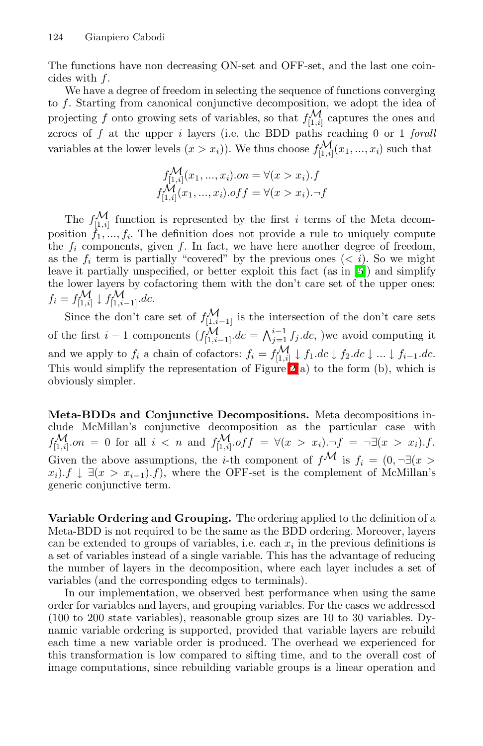The functions have non decreasing ON-set and OFF-set, and the last one coincides with $f$.

We have a degree of freedom in selecting the sequence of functions converging to $f$. Starting from canonical conjunctive decomposition, we adopt the idea of projecting $f$ onto growing sets of variables, so that $f^{\mathcal{M}}_{[1,i]}$ captures the ones and zeroes of $f$ at the upper $i$ layers (i.e. the BDD paths reaching 0 or 1 *forall* variables at the lower levels $(x > x_i)$). We thus choose $f^{\mathcal{M}}_{[1,i]}(x_1, ..., x_i)$ such that

$$f^{\mathcal{M}}_{[1,i]}(x_1, ..., x_i).on = \forall(x > x_i).f$$
$$f^{\mathcal{M}}_{[1,i]}(x_1, ..., x_i).off = \forall(x > x_i).\neg f$$

The $f^{\mathcal{M}}_{[1,i]}$ function is represented by the first $i$ terms of the Meta decomposition $f_1, ..., f_i$. The definition does not provide a rule to uniquely compute the $f_i$ components, given $f$. In fact, we have here another degree of freedom, as the $f_i$ term is partially "covered" by the previous ones $(< i)$. So we might leave it partially unspecified, or better exploit this fact (as in [5]) and simplify the lower layers by cofactoring them with the don't care set of the upper ones: $f_i = f^{\mathcal{M}}_{[1,i]} \downarrow f^{\mathcal{M}}_{[1,i-1]}.dc$.

Since the don't care set of $f^{\mathcal{M}}_{[1,i-1]}$ is the intersection of the don't care sets of the first $i-1$ components ($f^{\mathcal{M}}_{[1,i-1]}.dc = \bigwedge_{j=1}^{i-1} f_j.dc$, )we avoid computing it and we apply to $f_i$ a chain of cofactors: $f_i = f^{\mathcal{M}}_{[1,i]} \downarrow f_1.dc \downarrow f_2.dc \downarrow ... \downarrow f_{i-1}.dc$. This would simplify the representation of Figure 2(a) to the form (b), which is obviously simpler.

**Meta-BDDs and Conjunctive Decompositions.** Meta decompositions include McMillan's conjunctive decomposition as the particular case with $f^{\mathcal{M}}_{[1,i]}.on = 0$ for all $i < n$ and $f^{\mathcal{M}}_{[1,i]}.off = \forall(x > x_i).\neg f = \neg\exists(x > x_i).f$. Given the above assumptions, the $i$-th component of $f^{\mathcal{M}}$ is $f_i = (0, \neg\exists(x > x_i).f \downarrow \exists(x > x_{i-1}).f)$, where the OFF-set is the complement of McMillan's generic conjunctive term.

**Variable Ordering and Grouping.** The ordering applied to the definition of a Meta-BDD is not required to be the same as the BDD ordering. Moreover, layers can be extended to groups of variables, i.e. each $x_i$ in the previous definitions is a set of variables instead of a single variable. This has the advantage of reducing the number of layers in the decomposition, where each layer includes a set of variables (and the corresponding edges to terminals).

In our implementation, we observed best performance when using the same order for variables and layers, and grouping variables. For the cases we addressed (100 to 200 state variables), reasonable group sizes are 10 to 30 variables. Dynamic variable ordering is supported, provided that variable layers are rebuild each time a new variable order is produced. The overhead we experienced for this transformation is low compared to sifting time, and to the overall cost of image computations, since rebuilding variable groups is a linear operation and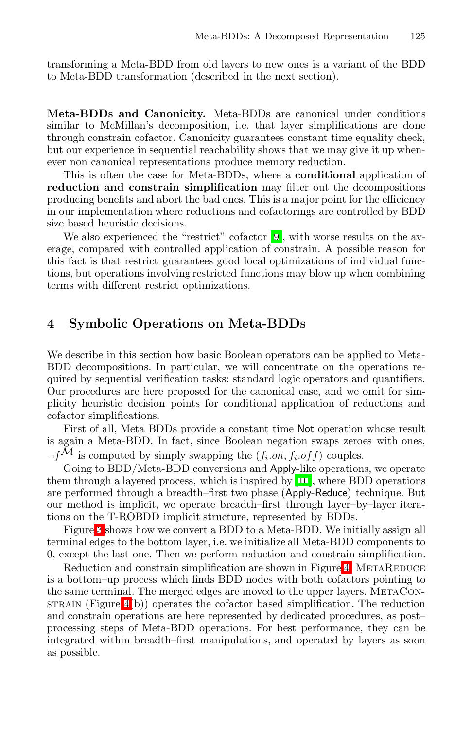transforming a Meta-BDD from old layers to new ones is a variant of the BDD to Meta-BDD transformation (described in the next section).

**Meta-BDDs and Canonicity.** Meta-BDDs are canonical under conditions similar to McMillan's decomposition, i.e. that layer simplifications are done through constrain cofactor. Canonicity guarantees constant time equality check, but our experience in sequential reachability shows that we may give it up whenever non canonical representations produce memory reduction.

This is often the case for Meta-BDDs, where a **conditional** application of **reduction and constrain simplification** may filter out the decompositions producing benefits and abort the bad ones. This is a major point for the efficiency in our implementation where reductions and cofactorings are controlled by BDD size based heuristic decisions.

We also experienced the "restrict" cofactor [9], with worse results on the average, compared with controlled application of constrain. A possible reason for this fact is that restrict guarantees good local optimizations of individual functions, but operations involving restricted functions may blow up when combining terms with different restrict optimizations.

## 4 Symbolic Operations on Meta-BDDs

We describe in this section how basic Boolean operators can be applied to Meta-BDD decompositions. In particular, we will concentrate on the operations required by sequential verification tasks: standard logic operators and quantifiers. Our procedures are here proposed for the canonical case, and we omit for simplicity heuristic decision points for conditional application of reductions and cofactor simplifications.

First of all, Meta BDDs provide a constant time Not operation whose result is again a Meta-BDD. In fact, since Boolean negation swaps zeroes with ones, $\neg f^{\mathcal{M}}$ is computed by simply swapping the $(f_i.on, f_i.off)$ couples.

Going to BDD/Meta-BDD conversions and Apply-like operations, we operate them through a layered process, which is inspired by [10], where BDD operations are performed through a breadth–first two phase (Apply-Reduce) technique. But our method is implicit, we operate breadth–first through layer–by–layer iterations on the T-ROBDD implicit structure, represented by BDDs.

Figure 3 shows how we convert a BDD to a Meta-BDD. We initially assign all terminal edges to the bottom layer, i.e. we initialize all Meta-BDD components to 0, except the last one. Then we perform reduction and constrain simplification.

Reduction and constrain simplification are shown in Figure 4. MetaReduce is a bottom–up process which finds BDD nodes with both cofactors pointing to the same terminal. The merged edges are moved to the upper layers. MetaConstrain (Figure 4(b)) operates the cofactor based simplification. The reduction and constrain operations are here represented by dedicated procedures, as post–processing steps of Meta-BDD operations. For best performance, they can be integrated within breadth–first manipulations, and operated by layers as soon as possible.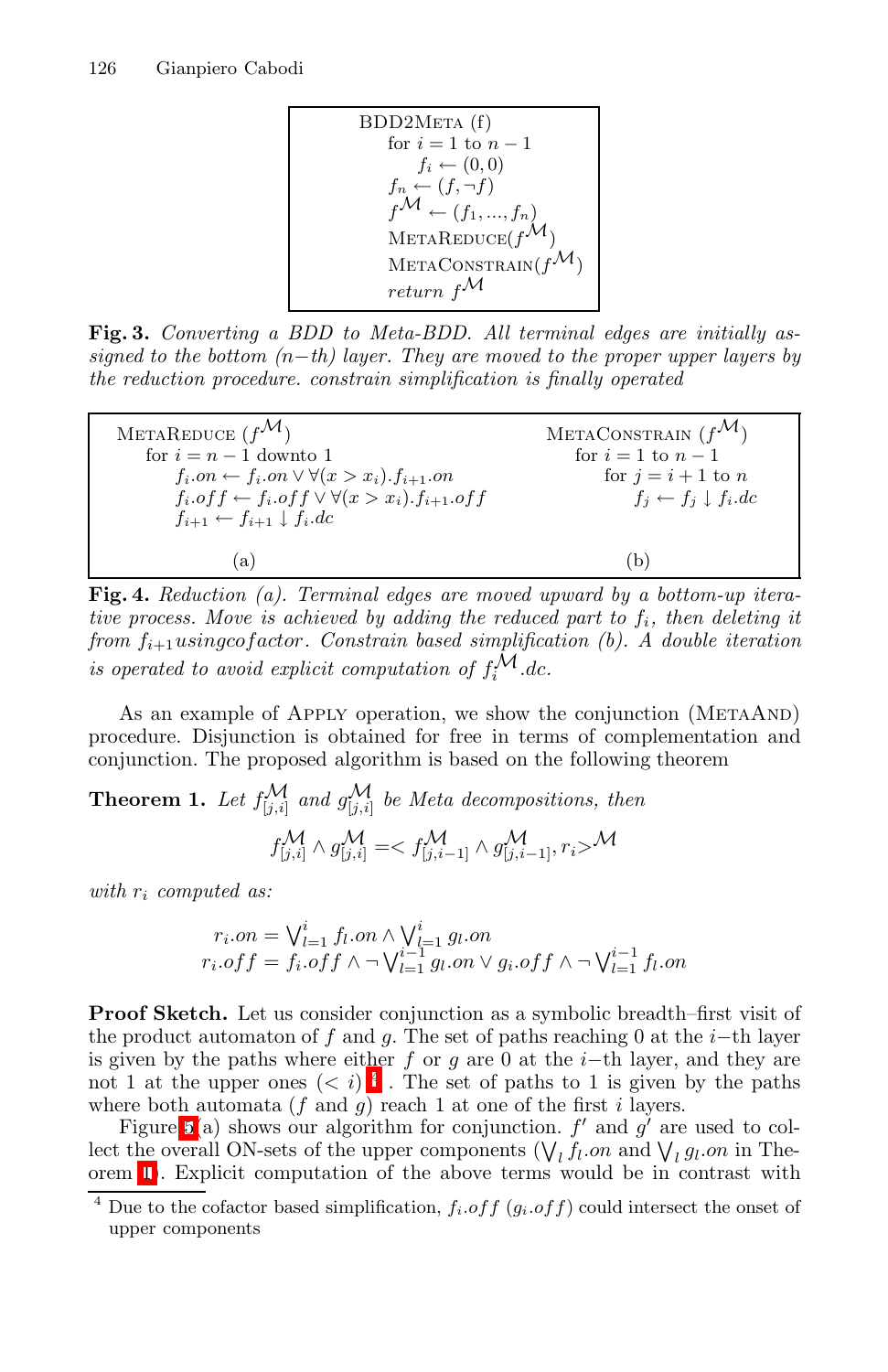```
BDD2Meta (f)
    for i = 1 to n − 1
        f_i ← (0, 0)
    f_n ← (f, ¬f)
    f^M ← (f_1, ..., f_n)
    MetaReduce(f^M)
    MetaConstrain(f^M)
    return f^M
```

**Fig. 3.** *Converting a BDD to Meta-BDD. All terminal edges are initially assigned to the bottom (n−th) layer. They are moved to the proper upper layers by the reduction procedure. constrain simplification is finally operated*

```
MetaReduce (f^M)
    for i = n − 1 downto 1
        f_i.on ← f_i.on ∨ ∀(x > x_i).f_{i+1}.on
        f_i.off ← f_i.off ∨ ∀(x > x_i).f_{i+1}.off
        f_{i+1} ← f_{i+1} ↓ f_i.dc
                (a)
```

```
MetaConstrain (f^M)
    for i = 1 to n − 1
        for j = i + 1 to n
            f_j ← f_j ↓ f_i.dc
                (b)
```

**Fig. 4.** *Reduction (a). Terminal edges are moved upward by a bottom-up iterative process. Move is achieved by adding the reduced part to $f_i$, then deleting it from $f_{i+1} using cofactor$. Constrain based simplification (b). A double iteration is operated to avoid explicit computation of $f_i^{\mathcal{M}}.dc$.*

As an example of Apply operation, we show the conjunction (MetaAnd) procedure. Disjunction is obtained for free in terms of complementation and conjunction. The proposed algorithm is based on the following theorem

**Theorem 1.** *Let $f^{\mathcal{M}}_{[j,i]}$ and $g^{\mathcal{M}}_{[j,i]}$ be Meta decompositions, then*

$$f^{\mathcal{M}}_{[j,i]} \wedge g^{\mathcal{M}}_{[j,i]} = < f^{\mathcal{M}}_{[j,i-1]} \wedge g^{\mathcal{M}}_{[j,i-1]}, r_i >^{\mathcal{M}}$$

*with $r_i$ computed as:*

$$r_i.on = \bigvee_{l=1}^{i} f_l.on \wedge \bigvee_{l=1}^{i} g_l.on$$
$$r_i.off = f_i.off \wedge \neg \bigvee_{l=1}^{i-1} g_l.on \vee g_i.off \wedge \neg \bigvee_{l=1}^{i-1} f_l.on$$

**Proof Sketch.** Let us consider conjunction as a symbolic breadth–first visit of the product automaton of $f$ and $g$. The set of paths reaching 0 at the $i-$th layer is given by the paths where either $f$ or $g$ are 0 at the $i-$th layer, and they are not 1 at the upper ones ($< i$) [4]. The set of paths to 1 is given by the paths where both automata ($f$ and $g$) reach 1 at one of the first $i$ layers.

Figure 5(a) shows our algorithm for conjunction. $f'$ and $g'$ are used to collect the overall ON-sets of the upper components ($\bigvee_l f_l.on$ and $\bigvee_l g_l.on$ in Theorem 1). Explicit computation of the above terms would be in contrast with

[4] Due to the cofactor based simplification, $f_i.off$ ($g_i.off$) could intersect the onset of upper components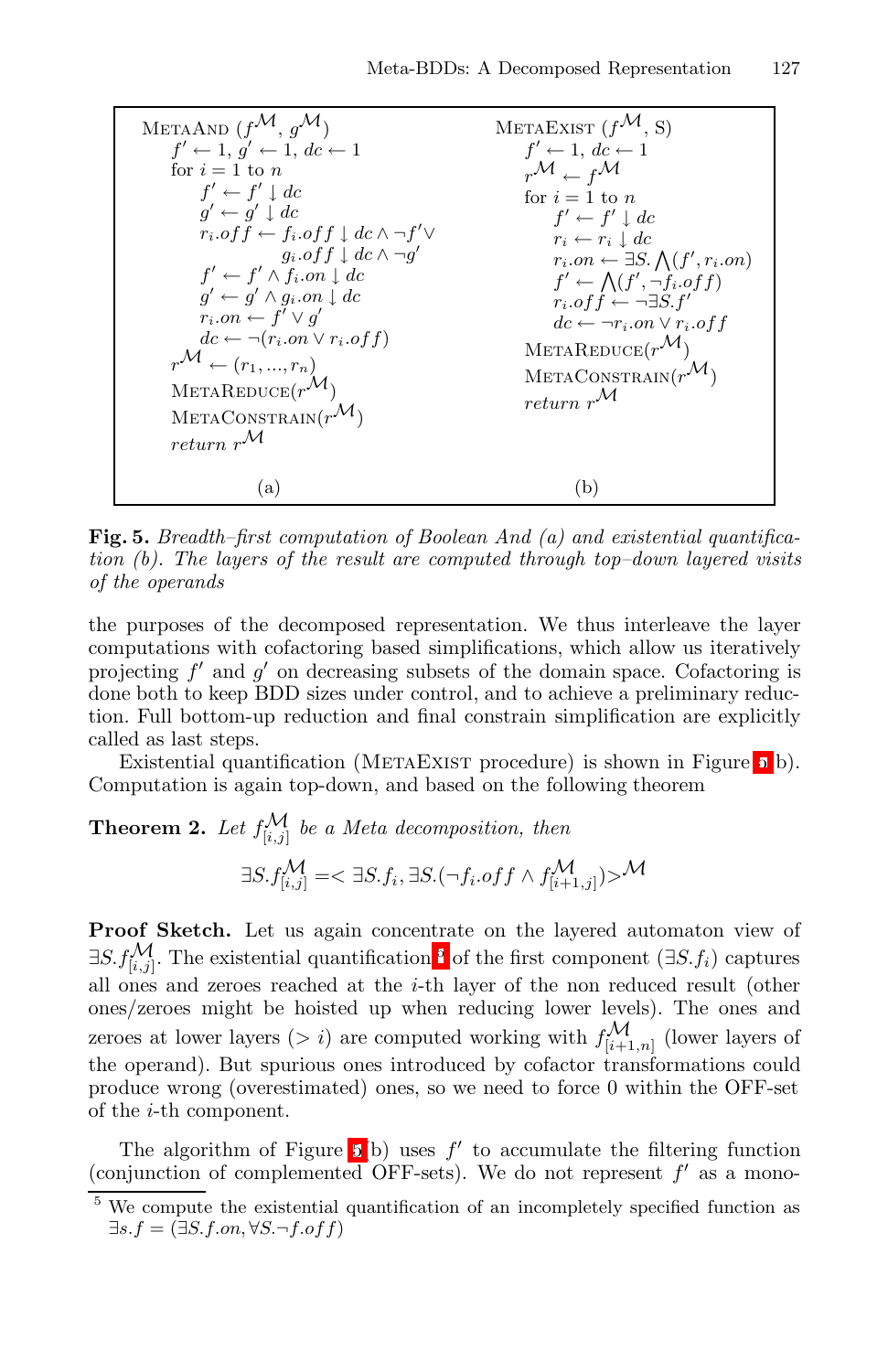```
MetaAnd (f^M, g^M)
    f' ← 1, g' ← 1, dc ← 1
    for i = 1 to n
        f' ← f' ↓ dc
        g' ← g' ↓ dc
        r_i.off ← f_i.off ↓ dc ∧ ¬f' ∨
                  g_i.off ↓ dc ∧ ¬g'
        f' ← f' ∧ f_i.on ↓ dc
        g' ← g' ∧ g_i.on ↓ dc
        r_i.on ← f' ∨ g'
        dc ← ¬(r_i.on ∨ r_i.off)
    r^M ← (r_1, ..., r_n)
    MetaReduce(r^M)
    MetaConstrain(r^M)
    return r^M

                (a)
```

```
MetaExist (f^M, S)
    f' ← 1, dc ← 1
    r^M ← f^M
    for i = 1 to n
        f' ← f' ↓ dc
        r_i ← r_i ↓ dc
        r_i.on ← ∃S. ⋀(f', r_i.on)
        f' ← ⋀(f', ¬f_i.off)
        r_i.off ← ¬∃S.f'
        dc ← ¬r_i.on ∨ r_i.off
    MetaReduce(r^M)
    MetaConstrain(r^M)
    return r^M

                (b)
```

**Fig. 5.** *Breadth–first computation of Boolean And (a) and existential quantification (b). The layers of the result are computed through top–down layered visits of the operands*

the purposes of the decomposed representation. We thus interleave the layer computations with cofactoring based simplifications, which allow us iteratively projecting $f'$ and $g'$ on decreasing subsets of the domain space. Cofactoring is done both to keep BDD sizes under control, and to achieve a preliminary reduction. Full bottom-up reduction and final constrain simplification are explicitly called as last steps.

Existential quantification (MetaExist procedure) is shown in Figure 5(b). Computation is again top-down, and based on the following theorem

**Theorem 2.** *Let $f^{\mathcal{M}}_{[i,j]}$ be a Meta decomposition, then*

$$\exists S. f^{\mathcal{M}}_{[i,j]} = < \exists S. f_i, \exists S. (\neg f_i.off \wedge f^{\mathcal{M}}_{[i+1,j]}) >^{\mathcal{M}}$$

**Proof Sketch.** Let us again concentrate on the layered automaton view of $\exists S. f^{\mathcal{M}}_{[i,j]}$. The existential quantification[5] of the first component ($\exists S. f_i$) captures all ones and zeroes reached at the $i$-th layer of the non reduced result (other ones/zeroes might be hoisted up when reducing lower levels). The ones and zeroes at lower layers ($> i$) are computed working with $f^{\mathcal{M}}_{[i+1,n]}$ (lower layers of the operand). But spurious ones introduced by cofactor transformations could produce wrong (overestimated) ones, so we need to force 0 within the OFF-set of the $i$-th component.

The algorithm of Figure 5(b) uses $f'$ to accumulate the filtering function (conjunction of complemented OFF-sets). We do not represent $f'$ as a mono-

[5] We compute the existential quantification of an incompletely specified function as $\exists s. f = (\exists S. f.on, \forall S. \neg f.off)$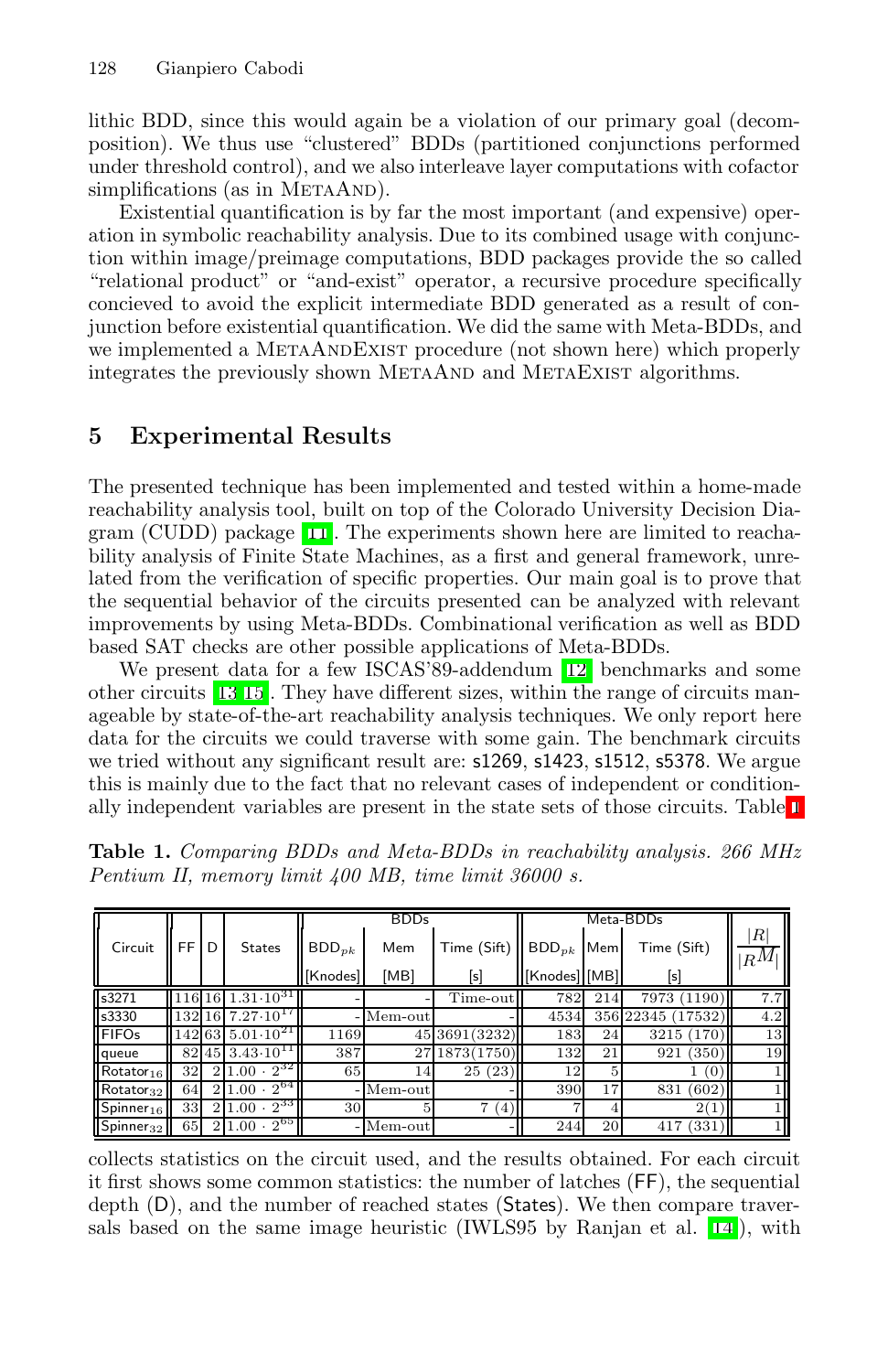lithic BDD, since this would again be a violation of our primary goal (decomposition). We thus use "clustered" BDDs (partitioned conjunctions performed under threshold control), and we also interleave layer computations with cofactor simplifications (as in MetaAnd).

Existential quantification is by far the most important (and expensive) operation in symbolic reachability analysis. Due to its combined usage with conjunction within image/preimage computations, BDD packages provide the so called "relational product" or "and-exist" operator, a recursive procedure specifically concieved to avoid the explicit intermediate BDD generated as a result of conjunction before existential quantification. We did the same with Meta-BDDs, and we implemented a MetaAndExist procedure (not shown here) which properly integrates the previously shown MetaAnd and MetaExist algorithms.

## 5 Experimental Results

The presented technique has been implemented and tested within a home-made reachability analysis tool, built on top of the Colorado University Decision Diagram (CUDD) package [11]. The experiments shown here are limited to reachability analysis of Finite State Machines, as a first and general framework, unrelated from the verification of specific properties. Our main goal is to prove that the sequential behavior of the circuits presented can be analyzed with relevant improvements by using Meta-BDDs. Combinational verification as well as BDD based SAT checks are other possible applications of Meta-BDDs.

We present data for a few ISCAS'89-addendum [12] benchmarks and some other circuits [13,15]. They have different sizes, within the range of circuits manageable by state-of-the-art reachability analysis techniques. We only report here data for the circuits we could traverse with some gain. The benchmark circuits we tried without any significant result are: s1269, s1423, s1512, s5378. We argue this is mainly due to the fact that no relevant cases of independent or conditionally independent variables are present in the state sets of those circuits. Table 1

**Table 1.** *Comparing BDDs and Meta-BDDs in reachability analysis. 266 MHz Pentium II, memory limit 400 MB, time limit 36000 s.*

| Circuit | FF | D | States | BDDs | | | Meta-BDDs | | | $\frac{\lvert R\rvert}{\lvert R^M\rvert}$ |
|---|---|---|---|---|---|---|---|---|---|---|
| | | | | $BDD_{pk}$ [Knodes] | Mem [MB] | Time (Sift) [s] | $BDD_{pk}$ [Knodes] | Mem [MB] | Time (Sift) [s] | |
| s3271 | 116 | 16 | $1.31 \cdot 10^{31}$ | - | - | Time-out | 782 | 214 | 7973 (1190) | 7.7 |
| s3330 | 132 | 16 | $7.27 \cdot 10^{17}$ | - | Mem-out | - | 4534 | 356 | 22345 (17532) | 4.2 |
| FIFOs | 142 | 63 | $5.01 \cdot 10^{21}$ | 1169 | 45 | 3691(3232) | 183 | 24 | 3215 (170) | 13 |
| queue | 82 | 45 | $3.43 \cdot 10^{11}$ | 387 | 27 | 1873(1750) | 132 | 21 | 921 (350) | 19 |
| $Rotator_{16}$ | 32 | 2 | $1.00 \cdot 2^{32}$ | 65 | 14 | 25 (23) | 12 | 5 | 1 (0) | 1 |
| $Rotator_{32}$ | 64 | 2 | $1.00 \cdot 2^{64}$ | - | Mem-out | - | 390 | 17 | 831 (602) | 1 |
| $Spinner_{16}$ | 33 | 2 | $1.00 \cdot 2^{33}$ | 30 | 5 | 7 (4) | 7 | 4 | 2(1) | 1 |
| $Spinner_{32}$ | 65 | 2 | $1.00 \cdot 2^{65}$ | - | Mem-out | - | 244 | 20 | 417 (331) | 1 |

collects statistics on the circuit used, and the results obtained. For each circuit it first shows some common statistics: the number of latches (FF), the sequential depth (D), and the number of reached states (States). We then compare traversals based on the same image heuristic (IWLS95 by Ranjan et al. [14]), with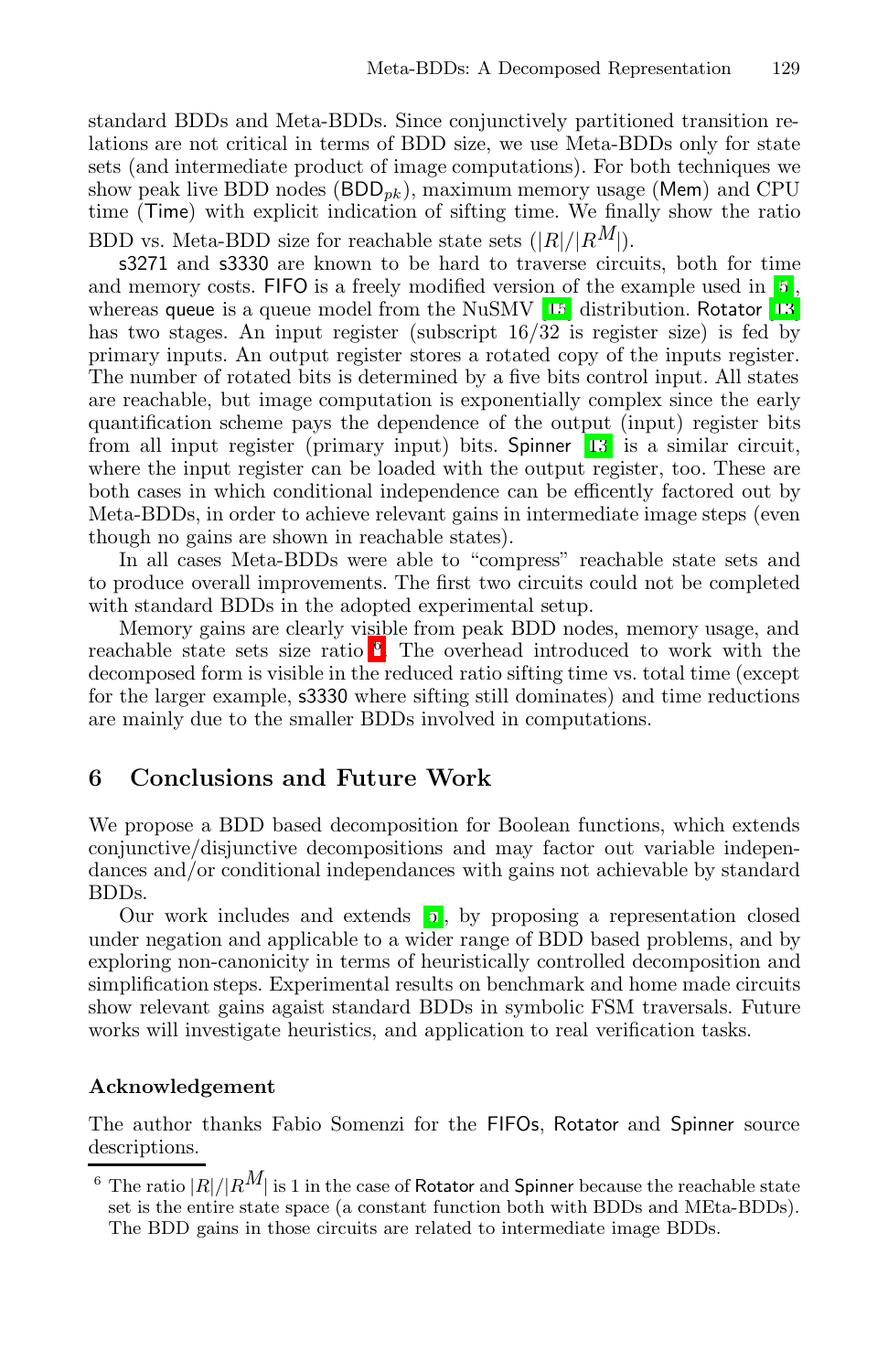standard BDDs and Meta-BDDs. Since conjunctively partitioned transition relations are not critical in terms of BDD size, we use Meta-BDDs only for state sets (and intermediate product of image computations). For both techniques we show peak live BDD nodes ($\mathsf{BDD}_{pk}$), maximum memory usage (Mem) and CPU time (Time) with explicit indication of sifting time. We finally show the ratio BDD vs. Meta-BDD size for reachable state sets ($|R|/|R^M|$).

s3271 and s3330 are known to be hard to traverse circuits, both for time and memory costs. FIFO is a freely modified version of the example used in [5], whereas queue is a queue model from the NuSMV [15] distribution. Rotator [13] has two stages. An input register (subscript 16/32 is register size) is fed by primary inputs. An output register stores a rotated copy of the inputs register. The number of rotated bits is determined by a five bits control input. All states are reachable, but image computation is exponentially complex since the early quantification scheme pays the dependence of the output (input) register bits from all input register (primary input) bits. Spinner [13] is a similar circuit, where the input register can be loaded with the output register, too. These are both cases in which conditional independence can be efficently factored out by Meta-BDDs, in order to achieve relevant gains in intermediate image steps (even though no gains are shown in reachable states).

In all cases Meta-BDDs were able to "compress" reachable state sets and to produce overall improvements. The first two circuits could not be completed with standard BDDs in the adopted experimental setup.

Memory gains are clearly visible from peak BDD nodes, memory usage, and reachable state sets size ratio [6]. The overhead introduced to work with the decomposed form is visible in the reduced ratio sifting time vs. total time (except for the larger example, s3330 where sifting still dominates) and time reductions are mainly due to the smaller BDDs involved in computations.

## 6 Conclusions and Future Work

We propose a BDD based decomposition for Boolean functions, which extends conjunctive/disjunctive decompositions and may factor out variable independances and/or conditional independances with gains not achievable by standard BDDs.

Our work includes and extends [5], by proposing a representation closed under negation and applicable to a wider range of BDD based problems, and by exploring non-canonicity in terms of heuristically controlled decomposition and simplification steps. Experimental results on benchmark and home made circuits show relevant gains agaist standard BDDs in symbolic FSM traversals. Future works will investigate heuristics, and application to real verification tasks.

### Acknowledgement

The author thanks Fabio Somenzi for the FIFOs, Rotator and Spinner source descriptions.

---

[6] The ratio $|R|/|R^M|$ is 1 in the case of Rotator and Spinner because the reachable state set is the entire state space (a constant function both with BDDs and MEta-BDDs). The BDD gains in those circuits are related to intermediate image BDDs.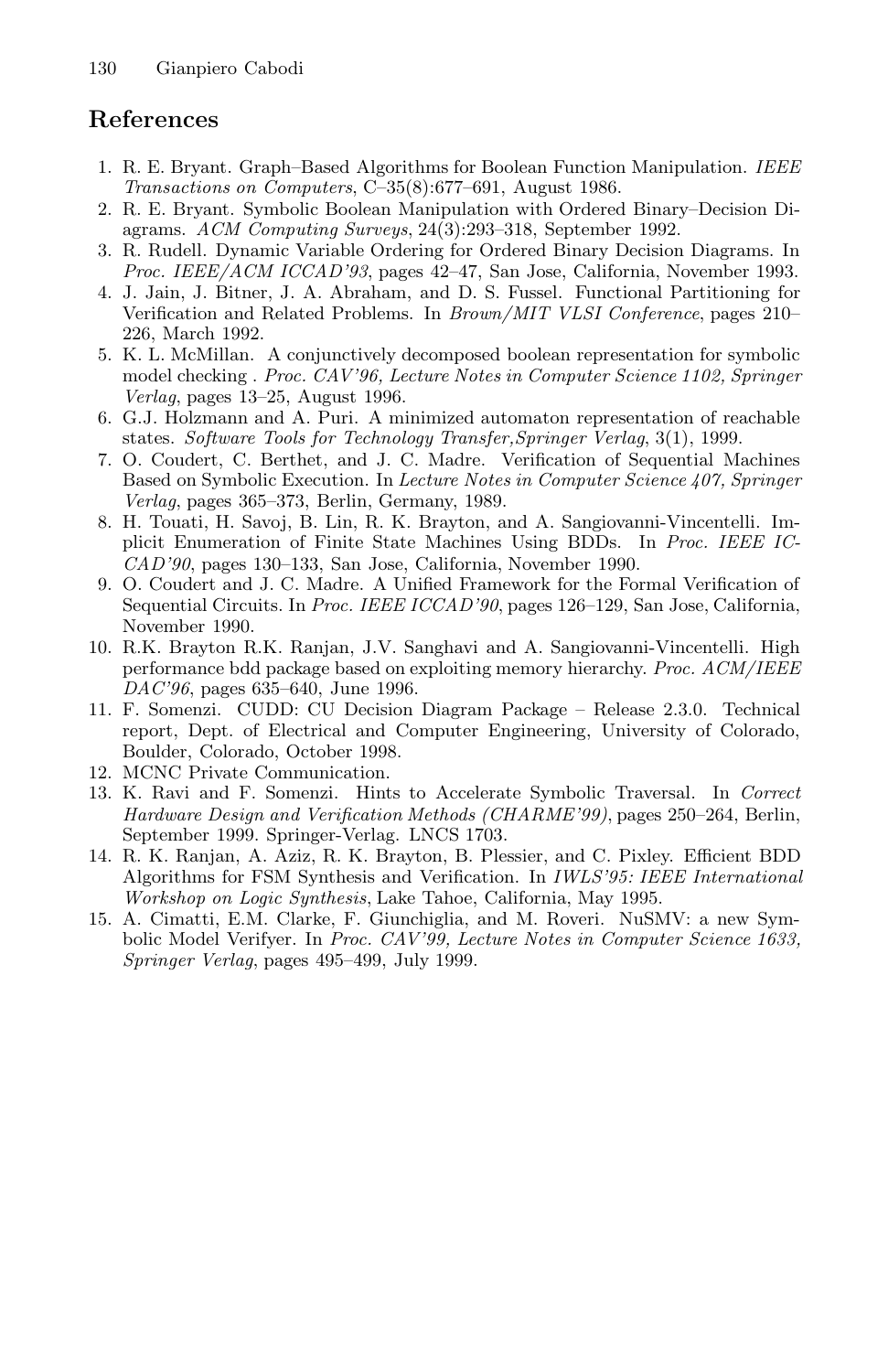## References

1. R. E. Bryant. Graph–Based Algorithms for Boolean Function Manipulation. *IEEE Transactions on Computers*, C–35(8):677–691, August 1986.
2. R. E. Bryant. Symbolic Boolean Manipulation with Ordered Binary–Decision Diagrams. *ACM Computing Surveys*, 24(3):293–318, September 1992.
3. R. Rudell. Dynamic Variable Ordering for Ordered Binary Decision Diagrams. In *Proc. IEEE/ACM ICCAD'93*, pages 42–47, San Jose, California, November 1993.
4. J. Jain, J. Bitner, J. A. Abraham, and D. S. Fussel. Functional Partitioning for Verification and Related Problems. In *Brown/MIT VLSI Conference*, pages 210–226, March 1992.
5. K. L. McMillan. A conjunctively decomposed boolean representation for symbolic model checking . *Proc. CAV'96, Lecture Notes in Computer Science 1102, Springer Verlag*, pages 13–25, August 1996.
6. G.J. Holzmann and A. Puri. A minimized automaton representation of reachable states. *Software Tools for Technology Transfer,Springer Verlag*, 3(1), 1999.
7. O. Coudert, C. Berthet, and J. C. Madre. Verification of Sequential Machines Based on Symbolic Execution. In *Lecture Notes in Computer Science 407, Springer Verlag*, pages 365–373, Berlin, Germany, 1989.
8. H. Touati, H. Savoj, B. Lin, R. K. Brayton, and A. Sangiovanni-Vincentelli. Implicit Enumeration of Finite State Machines Using BDDs. In *Proc. IEEE ICCAD'90*, pages 130–133, San Jose, California, November 1990.
9. O. Coudert and J. C. Madre. A Unified Framework for the Formal Verification of Sequential Circuits. In *Proc. IEEE ICCAD'90*, pages 126–129, San Jose, California, November 1990.
10. R.K. Brayton R.K. Ranjan, J.V. Sanghavi and A. Sangiovanni-Vincentelli. High performance bdd package based on exploiting memory hierarchy. *Proc. ACM/IEEE DAC'96*, pages 635–640, June 1996.
11. F. Somenzi. CUDD: CU Decision Diagram Package – Release 2.3.0. Technical report, Dept. of Electrical and Computer Engineering, University of Colorado, Boulder, Colorado, October 1998.
12. MCNC Private Communication.
13. K. Ravi and F. Somenzi. Hints to Accelerate Symbolic Traversal. In *Correct Hardware Design and Verification Methods (CHARME'99)*, pages 250–264, Berlin, September 1999. Springer-Verlag. LNCS 1703.
14. R. K. Ranjan, A. Aziz, R. K. Brayton, B. Plessier, and C. Pixley. Efficient BDD Algorithms for FSM Synthesis and Verification. In *IWLS'95: IEEE International Workshop on Logic Synthesis*, Lake Tahoe, California, May 1995.
15. A. Cimatti, E.M. Clarke, F. Giunchiglia, and M. Roveri. NuSMV: a new Symbolic Model Verifyer. In *Proc. CAV'99, Lecture Notes in Computer Science 1633, Springer Verlag*, pages 495–499, July 1999.